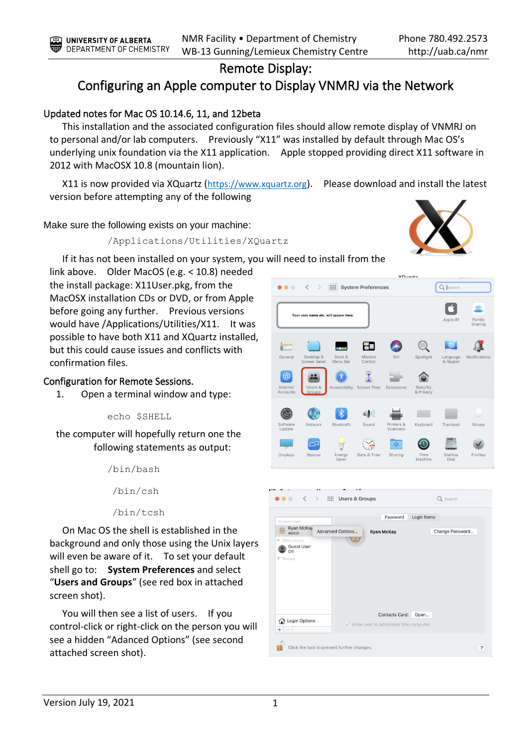UNIVERSITY OF ALBERTA
DEPARTMENT OF CHEMISTRY

NMR Facility • Department of Chemistry
WB-13 Gunning/Lemieux Chemistry Centre

Phone 780.492.2573
http://uab.ca/nmr

# Remote Display:
# Configuring an Apple computer to Display VNMRJ via the Network

## Updated notes for Mac OS 10.14.6, 11, and 12beta

This installation and the associated configuration files should allow remote display of VNMRJ on to personal and/or lab computers. Previously "X11" was installed by default through Mac OS's underlying unix foundation via the X11 application. Apple stopped providing direct X11 software in 2012 with MacOSX 10.8 (mountain lion).

X11 is now provided via XQuartz (https://www.xquartz.org). Please download and install the latest version before attempting any of the following

Make sure the following exists on your machine:

```
/Applications/Utilities/XQuartz
```

If it has not been installed on your system, you will need to install from the link above. Older MacOS (e.g. < 10.8) needed the install package: X11User.pkg, from the MacOSX installation CDs or DVD, or from Apple before going any further. Previous versions would have /Applications/Utilities/X11. It was possible to have both X11 and XQuartz installed, but this could cause issues and conflicts with confirmation files.

## Configuration for Remote Sessions.

1. Open a terminal window and type:

```
echo $SHELL
```

the computer will hopefully return one the following statements as output:

```
/bin/bash
/bin/csh
/bin/tcsh
```

On Mac OS the shell is established in the background and only those using the Unix layers will even be aware of it. To set your default shell go to: **System Preferences** and select "**Users and Groups**" (see red box in attached screen shot).

You will then see a list of users. If you control-click or right-click on the person you will see a hidden "Adanced Options" (see second attached screen shot).

Version July 19, 2021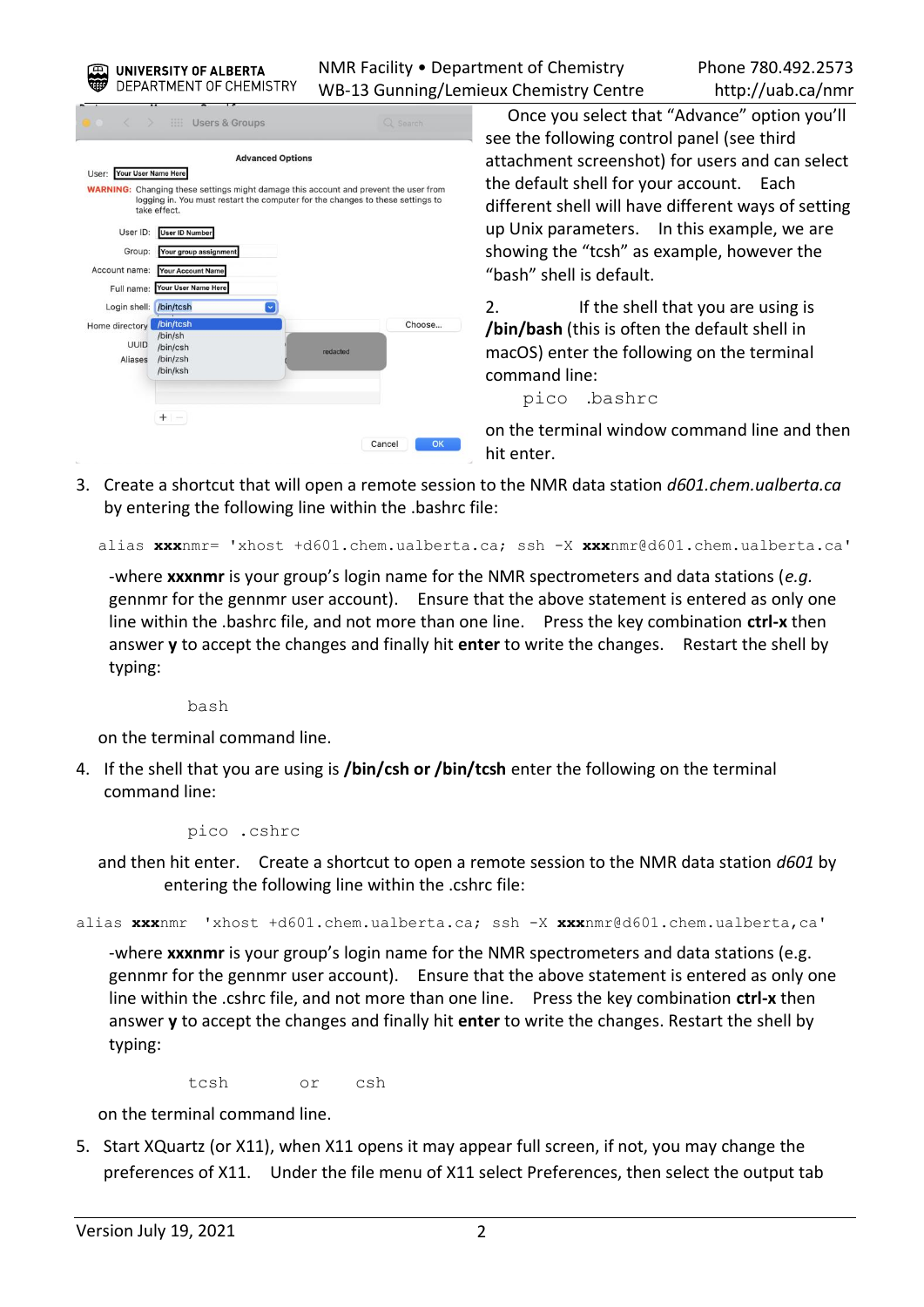Once you select that "Advance" option you'll see the following control panel (see third attachment screenshot) for users and can select the default shell for your account. Each different shell will have different ways of setting up Unix parameters. In this example, we are showing the "tcsh" as example, however the "bash" shell is default.

2. If the shell that you are using is **/bin/bash** (this is often the default shell in macOS) enter the following on the terminal command line:

```
pico .bashrc
```

on the terminal window command line and then hit enter.

3. Create a shortcut that will open a remote session to the NMR data station *d601.chem.ualberta.ca* by entering the following line within the .bashrc file:

```
alias xxxnmr= 'xhost +d601.chem.ualberta.ca; ssh -X xxxnmr@d601.chem.ualberta.ca'
```

-where **xxxnmr** is your group's login name for the NMR spectrometers and data stations (*e.g.* gennmr for the gennmr user account). Ensure that the above statement is entered as only one line within the .bashrc file, and not more than one line. Press the key combination **ctrl-x** then answer **y** to accept the changes and finally hit **enter** to write the changes. Restart the shell by typing:

```
bash
```

on the terminal command line.

4. If the shell that you are using is **/bin/csh or /bin/tcsh** enter the following on the terminal command line:

```
pico .cshrc
```

and then hit enter. Create a shortcut to open a remote session to the NMR data station *d601* by entering the following line within the .cshrc file:

```
alias xxxnmr 'xhost +d601.chem.ualberta.ca; ssh -X xxxnmr@d601.chem.ualberta,ca'
```

-where **xxxnmr** is your group's login name for the NMR spectrometers and data stations (e.g. gennmr for the gennmr user account). Ensure that the above statement is entered as only one line within the .cshrc file, and not more than one line. Press the key combination **ctrl-x** then answer **y** to accept the changes and finally hit **enter** to write the changes. Restart the shell by typing:

```
tcsh     or    csh
```

on the terminal command line.

5. Start XQuartz (or X11), when X11 opens it may appear full screen, if not, you may change the preferences of X11. Under the file menu of X11 select Preferences, then select the output tab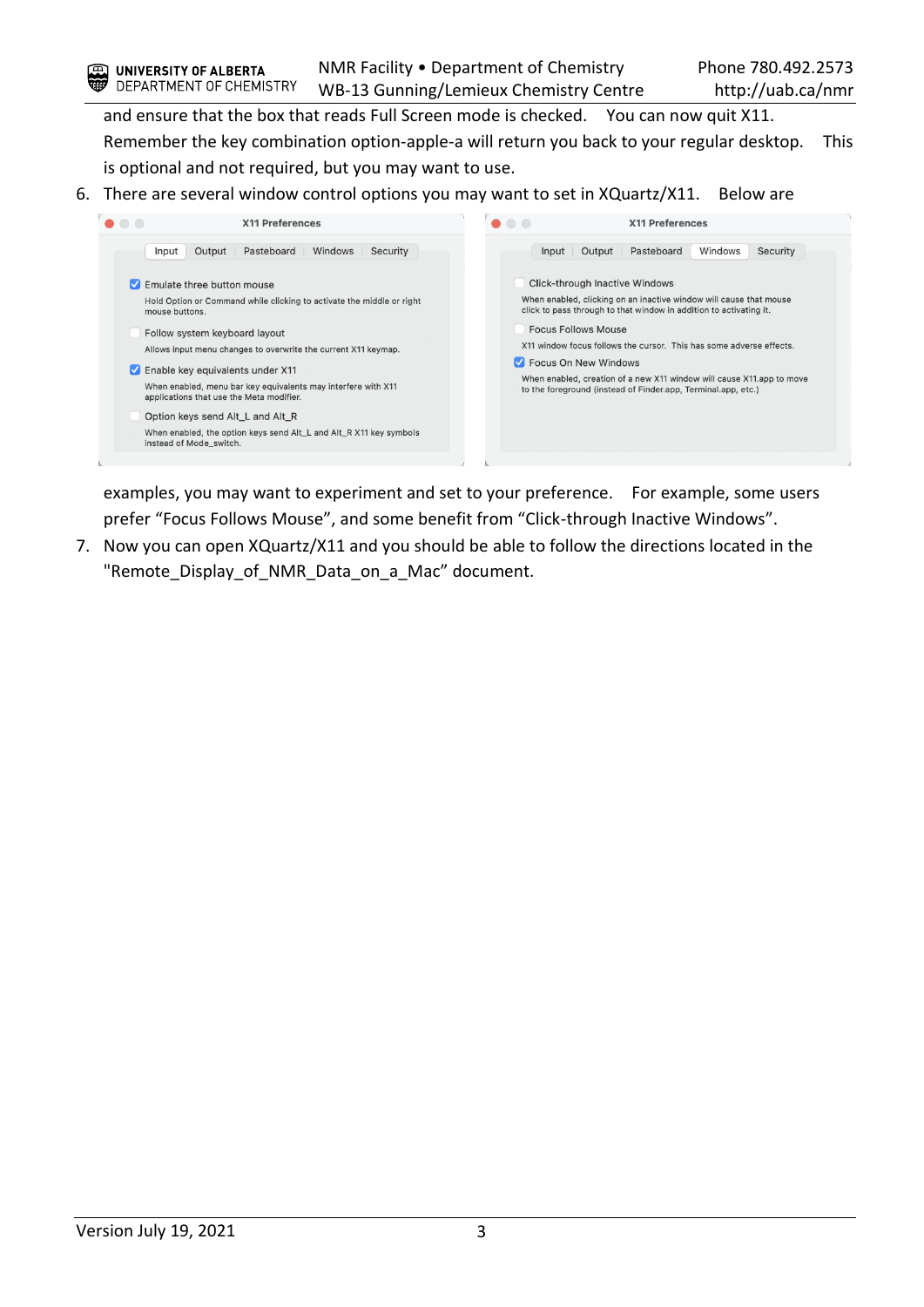and ensure that the box that reads Full Screen mode is checked. You can now quit X11. Remember the key combination option-apple-a will return you back to your regular desktop. This is optional and not required, but you may want to use.

6. There are several window control options you may want to set in XQuartz/X11. Below are examples, you may want to experiment and set to your preference. For example, some users prefer “Focus Follows Mouse”, and some benefit from “Click-through Inactive Windows”.
7. Now you can open XQuartz/X11 and you should be able to follow the directions located in the "Remote_Display_of_NMR_Data_on_a_Mac” document.